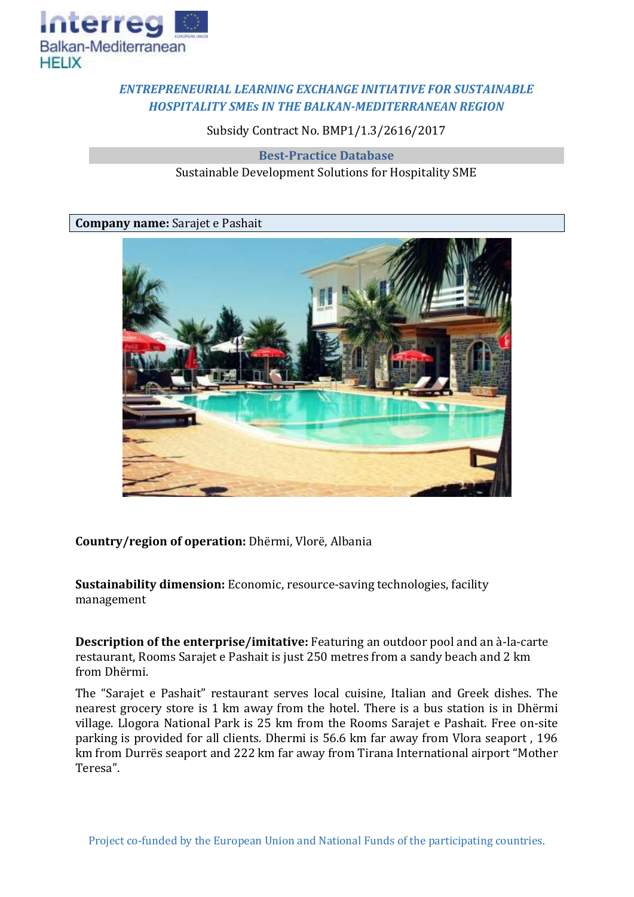*ENTREPRENEURIAL LEARNING EXCHANGE INITIATIVE FOR SUSTAINABLE HOSPITALITY SMEs IN THE BALKAN-MEDITERRANEAN REGION*

Subsidy Contract No. BMP1/1.3/2616/2017

**Best-Practice Database**

Sustainable Development Solutions for Hospitality SME

**Company name:** Sarajet e Pashait

**Country/region of operation:** Dhërmi, Vlorë, Albania

**Sustainability dimension:** Economic, resource-saving technologies, facility management

**Description of the enterprise/imitative:** Featuring an outdoor pool and an à-la-carte restaurant, Rooms Sarajet e Pashait is just 250 metres from a sandy beach and 2 km from Dhërmi.

The "Sarajet e Pashait" restaurant serves local cuisine, Italian and Greek dishes. The nearest grocery store is 1 km away from the hotel. There is a bus station is in Dhërmi village. Llogora National Park is 25 km from the Rooms Sarajet e Pashait. Free on-site parking is provided for all clients. Dhermi is 56.6 km far away from Vlora seaport , 196 km from Durrës seaport and 222 km far away from Tirana International airport "Mother Teresa".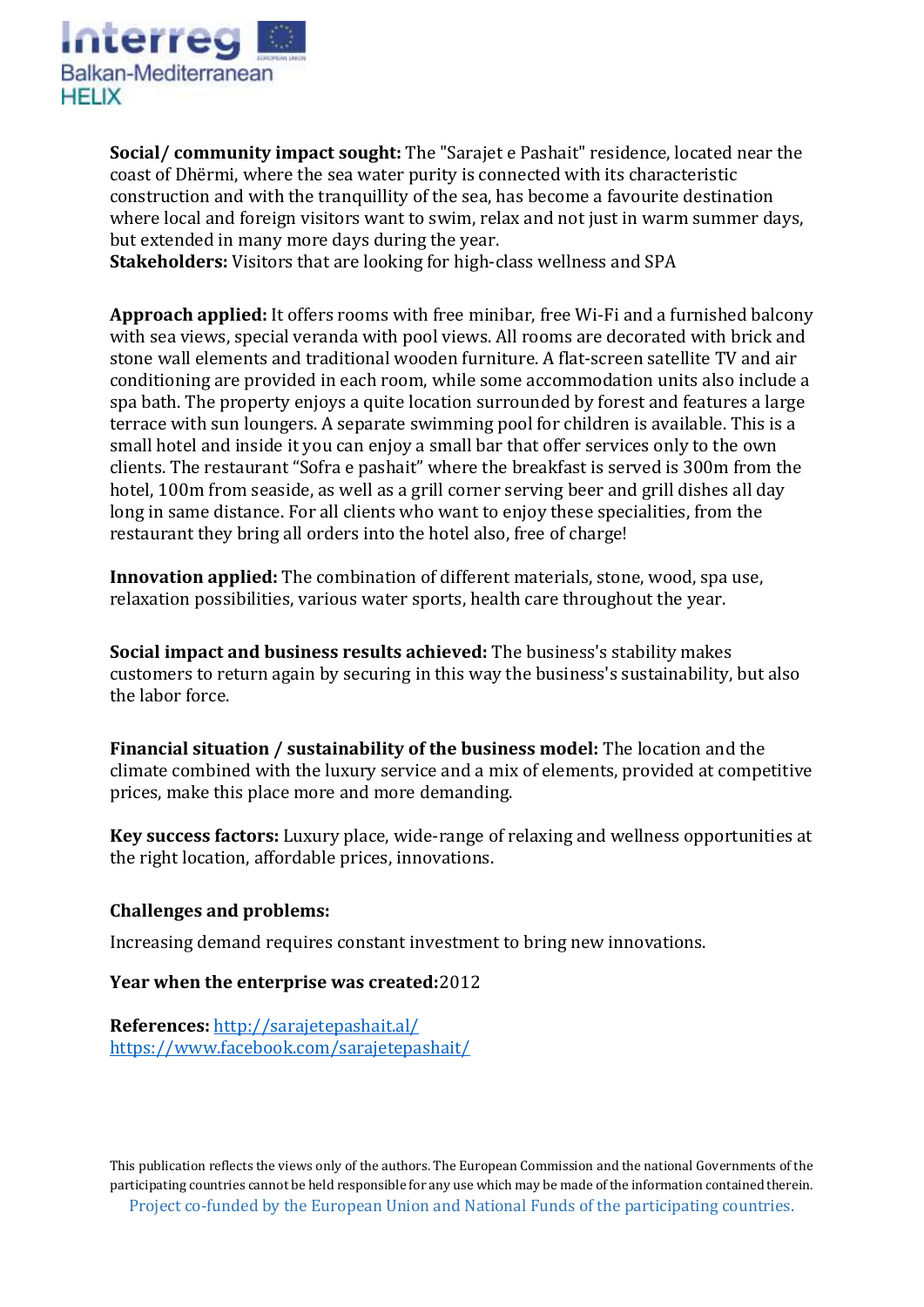**Social/ community impact sought:** The "Sarajet e Pashait" residence, located near the coast of Dhërmi, where the sea water purity is connected with its characteristic construction and with the tranquillity of the sea, has become a favourite destination where local and foreign visitors want to swim, relax and not just in warm summer days, but extended in many more days during the year.
**Stakeholders:** Visitors that are looking for high-class wellness and SPA

**Approach applied:** It offers rooms with free minibar, free Wi-Fi and a furnished balcony with sea views, special veranda with pool views. All rooms are decorated with brick and stone wall elements and traditional wooden furniture. A flat-screen satellite TV and air conditioning are provided in each room, while some accommodation units also include a spa bath. The property enjoys a quite location surrounded by forest and features a large terrace with sun loungers. A separate swimming pool for children is available. This is a small hotel and inside it you can enjoy a small bar that offer services only to the own clients. The restaurant "Sofra e pashait" where the breakfast is served is 300m from the hotel, 100m from seaside, as well as a grill corner serving beer and grill dishes all day long in same distance. For all clients who want to enjoy these specialities, from the restaurant they bring all orders into the hotel also, free of charge!

**Innovation applied:** The combination of different materials, stone, wood, spa use, relaxation possibilities, various water sports, health care throughout the year.

**Social impact and business results achieved:** The business's stability makes customers to return again by securing in this way the business's sustainability, but also the labor force.

**Financial situation / sustainability of the business model:** The location and the climate combined with the luxury service and a mix of elements, provided at competitive prices, make this place more and more demanding.

**Key success factors:** Luxury place, wide-range of relaxing and wellness opportunities at the right location, affordable prices, innovations.

**Challenges and problems:**

Increasing demand requires constant investment to bring new innovations.

**Year when the enterprise was created:** 2012

**References:** http://sarajetepashait.al/
https://www.facebook.com/sarajetepashait/

This publication reflects the views only of the authors. The European Commission and the national Governments of the participating countries cannot be held responsible for any use which may be made of the information contained therein.
Project co-funded by the European Union and National Funds of the participating countries.